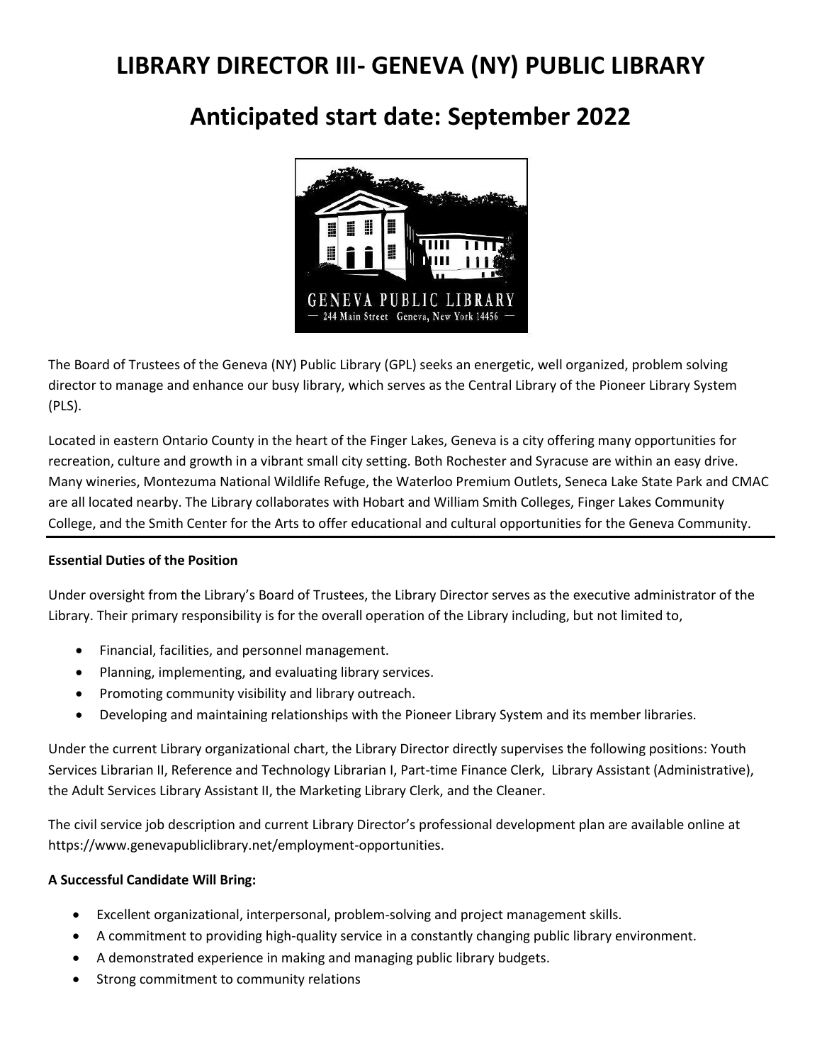# LIBRARY DIRECTOR III- GENEVA (NY) PUBLIC LIBRARY

# Anticipated start date: September 2022

GENEVA PUBLIC LIBRARY
— 244 Main Street Geneva, New York 14456 —

The Board of Trustees of the Geneva (NY) Public Library (GPL) seeks an energetic, well organized, problem solving director to manage and enhance our busy library, which serves as the Central Library of the Pioneer Library System (PLS).

Located in eastern Ontario County in the heart of the Finger Lakes, Geneva is a city offering many opportunities for recreation, culture and growth in a vibrant small city setting. Both Rochester and Syracuse are within an easy drive. Many wineries, Montezuma National Wildlife Refuge, the Waterloo Premium Outlets, Seneca Lake State Park and CMAC are all located nearby. The Library collaborates with Hobart and William Smith Colleges, Finger Lakes Community College, and the Smith Center for the Arts to offer educational and cultural opportunities for the Geneva Community.

---

**Essential Duties of the Position**

Under oversight from the Library's Board of Trustees, the Library Director serves as the executive administrator of the Library. Their primary responsibility is for the overall operation of the Library including, but not limited to,

- Financial, facilities, and personnel management.
- Planning, implementing, and evaluating library services.
- Promoting community visibility and library outreach.
- Developing and maintaining relationships with the Pioneer Library System and its member libraries.

Under the current Library organizational chart, the Library Director directly supervises the following positions: Youth Services Librarian II, Reference and Technology Librarian I, Part-time Finance Clerk, Library Assistant (Administrative), the Adult Services Library Assistant II, the Marketing Library Clerk, and the Cleaner.

The civil service job description and current Library Director's professional development plan are available online at https://www.genevapubliclibrary.net/employment-opportunities.

**A Successful Candidate Will Bring:**

- Excellent organizational, interpersonal, problem-solving and project management skills.
- A commitment to providing high-quality service in a constantly changing public library environment.
- A demonstrated experience in making and managing public library budgets.
- Strong commitment to community relations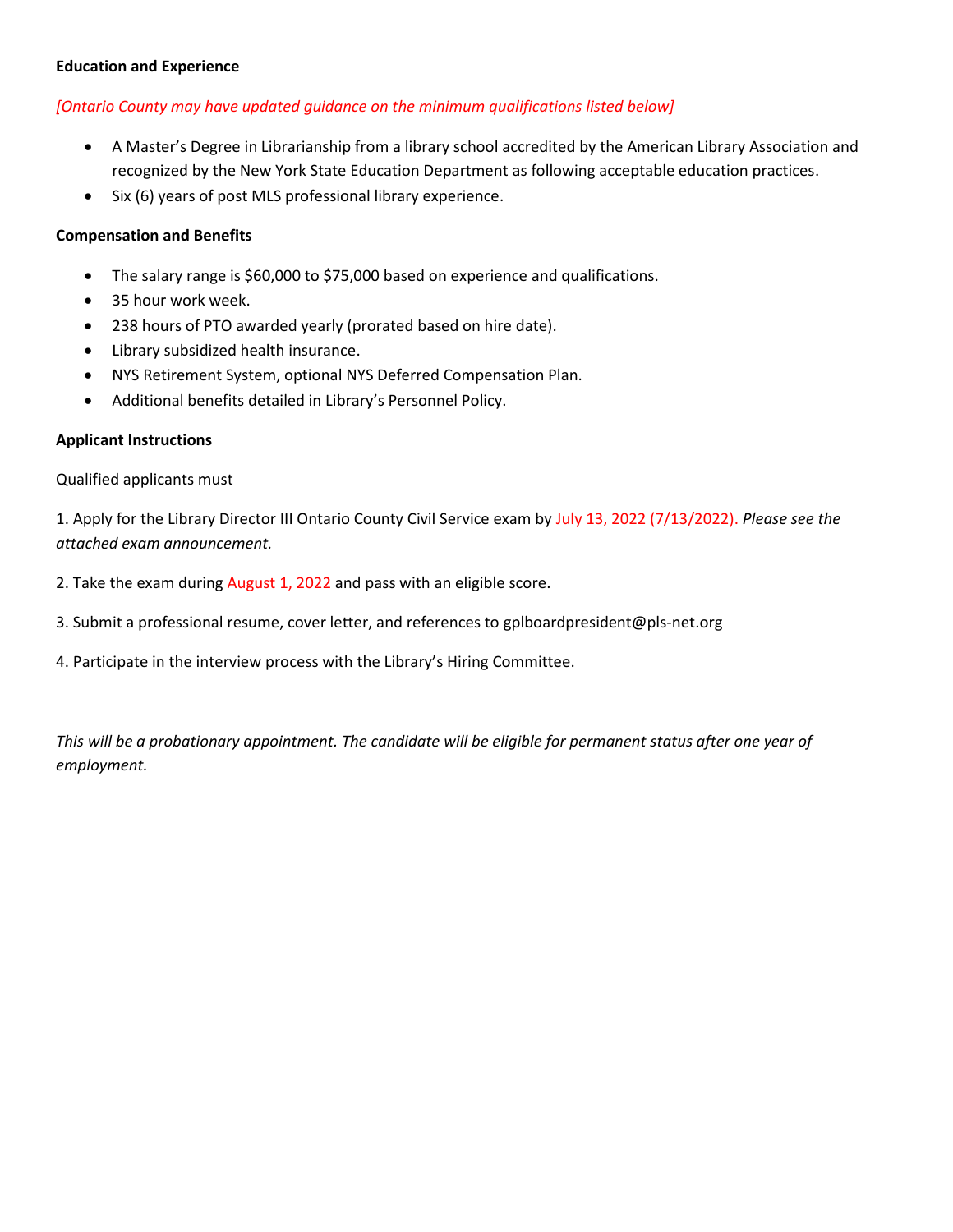**Education and Experience**

*[Ontario County may have updated guidance on the minimum qualifications listed below]*

- A Master's Degree in Librarianship from a library school accredited by the American Library Association and recognized by the New York State Education Department as following acceptable education practices.
- Six (6) years of post MLS professional library experience.

**Compensation and Benefits**

- The salary range is $60,000 to $75,000 based on experience and qualifications.
- 35 hour work week.
- 238 hours of PTO awarded yearly (prorated based on hire date).
- Library subsidized health insurance.
- NYS Retirement System, optional NYS Deferred Compensation Plan.
- Additional benefits detailed in Library's Personnel Policy.

**Applicant Instructions**

Qualified applicants must

1. Apply for the Library Director III Ontario County Civil Service exam by July 13, 2022 (7/13/2022). *Please see the attached exam announcement.*

2. Take the exam during August 1, 2022 and pass with an eligible score.

3. Submit a professional resume, cover letter, and references to gplboardpresident@pls-net.org

4. Participate in the interview process with the Library's Hiring Committee.

*This will be a probationary appointment. The candidate will be eligible for permanent status after one year of employment.*